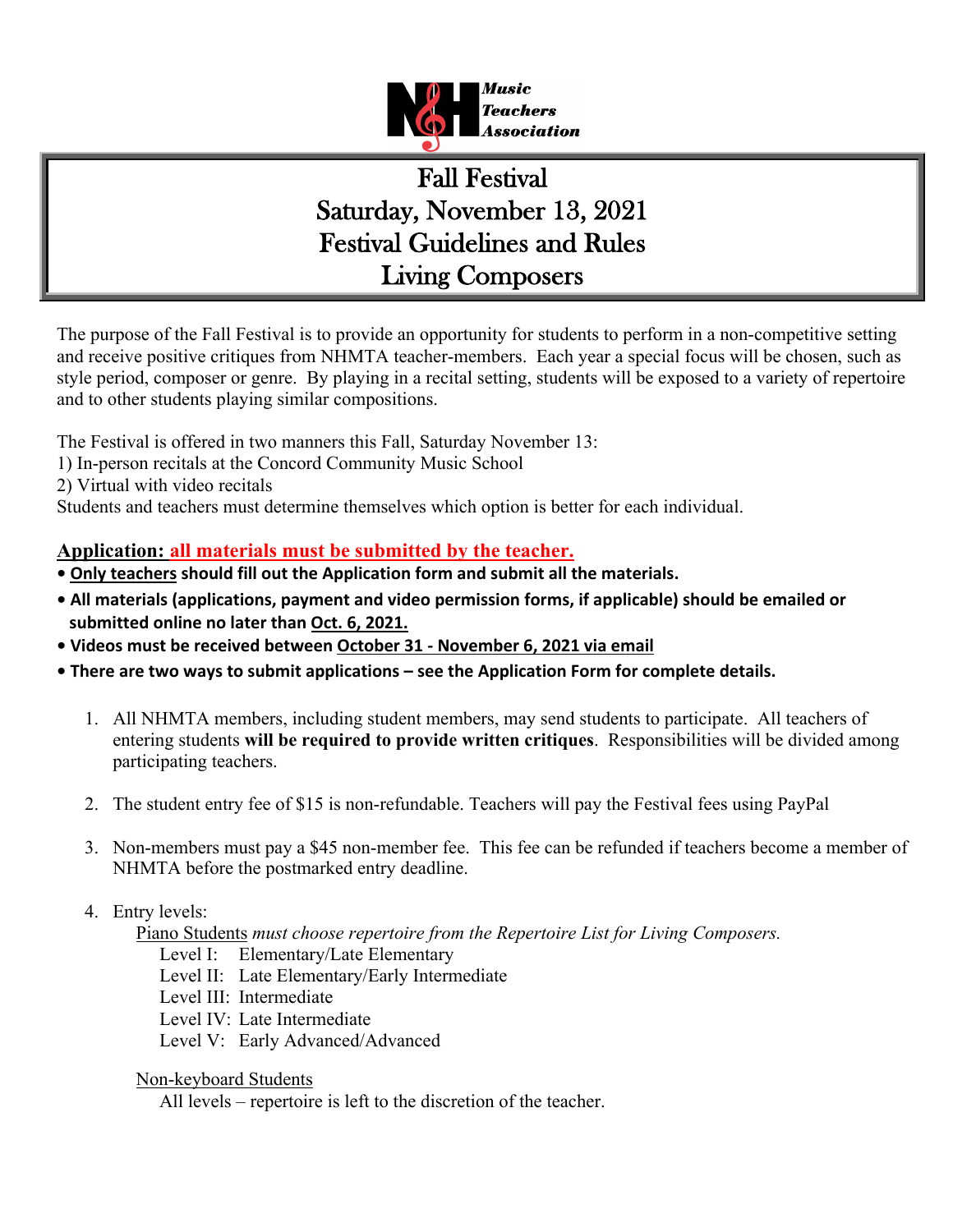NH Music Teachers Association

# Fall Festival
# Saturday, November 13, 2021
# Festival Guidelines and Rules
# Living Composers

The purpose of the Fall Festival is to provide an opportunity for students to perform in a non-competitive setting and receive positive critiques from NHMTA teacher-members. Each year a special focus will be chosen, such as style period, composer or genre. By playing in a recital setting, students will be exposed to a variety of repertoire and to other students playing similar compositions.

The Festival is offered in two manners this Fall, Saturday November 13:
1) In-person recitals at the Concord Community Music School
2) Virtual with video recitals
Students and teachers must determine themselves which option is better for each individual.

## Application: all materials must be submitted by the teacher.

- **Only teachers should fill out the Application form and submit all the materials.**
- **All materials (applications, payment and video permission forms, if applicable) should be emailed or submitted online no later than Oct. 6, 2021.**
- **Videos must be received between October 31 - November 6, 2021 via email**
- **There are two ways to submit applications – see the Application Form for complete details.**

1. All NHMTA members, including student members, may send students to participate. All teachers of entering students **will be required to provide written critiques**. Responsibilities will be divided among participating teachers.

2. The student entry fee of $15 is non-refundable. Teachers will pay the Festival fees using PayPal

3. Non-members must pay a $45 non-member fee. This fee can be refunded if teachers become a member of NHMTA before the postmarked entry deadline.

4. Entry levels:

   Piano Students *must choose repertoire from the Repertoire List for Living Composers.*
   - Level I: Elementary/Late Elementary
   - Level II: Late Elementary/Early Intermediate
   - Level III: Intermediate
   - Level IV: Late Intermediate
   - Level V: Early Advanced/Advanced

   Non-keyboard Students
   - All levels – repertoire is left to the discretion of the teacher.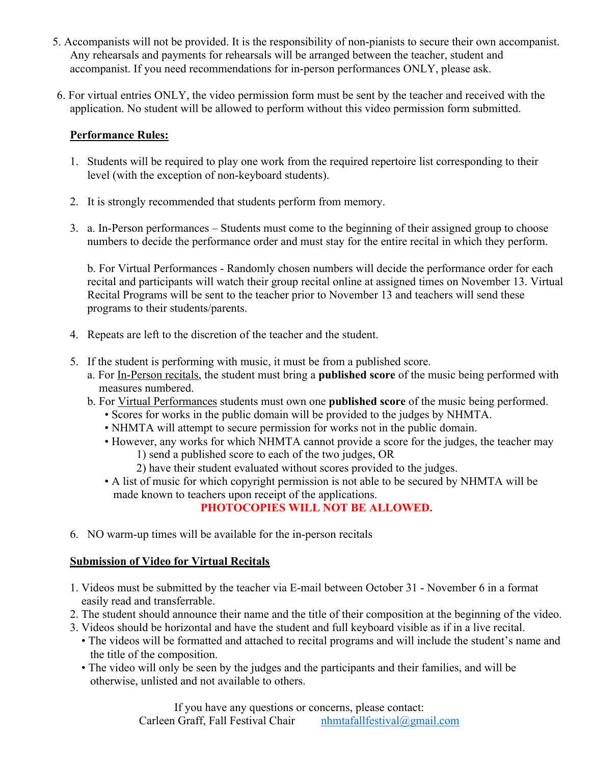5. Accompanists will not be provided. It is the responsibility of non-pianists to secure their own accompanist. Any rehearsals and payments for rehearsals will be arranged between the teacher, student and accompanist. If you need recommendations for in-person performances ONLY, please ask.

6. For virtual entries ONLY, the video permission form must be sent by the teacher and received with the application. No student will be allowed to perform without this video permission form submitted.

**Performance Rules:**

1. Students will be required to play one work from the required repertoire list corresponding to their level (with the exception of non-keyboard students).

2. It is strongly recommended that students perform from memory.

3. a. In-Person performances – Students must come to the beginning of their assigned group to choose numbers to decide the performance order and must stay for the entire recital in which they perform.

   b. For Virtual Performances - Randomly chosen numbers will decide the performance order for each recital and participants will watch their group recital online at assigned times on November 13. Virtual Recital Programs will be sent to the teacher prior to November 13 and teachers will send these programs to their students/parents.

4. Repeats are left to the discretion of the teacher and the student.

5. If the student is performing with music, it must be from a published score.
   a. For In-Person recitals, the student must bring a **published score** of the music being performed with measures numbered.
   b. For Virtual Performances students must own one **published score** of the music being performed.
      - Scores for works in the public domain will be provided to the judges by NHMTA.
      - NHMTA will attempt to secure permission for works not in the public domain.
      - However, any works for which NHMTA cannot provide a score for the judges, the teacher may
        1) send a published score to each of the two judges, OR
        2) have their student evaluated without scores provided to the judges.
      - A list of music for which copyright permission is not able to be secured by NHMTA will be made known to teachers upon receipt of the applications.

   **PHOTOCOPIES WILL NOT BE ALLOWED.**

6. NO warm-up times will be available for the in-person recitals

**Submission of Video for Virtual Recitals**

1. Videos must be submitted by the teacher via E-mail between October 31 - November 6 in a format easily read and transferrable.
2. The student should announce their name and the title of their composition at the beginning of the video.
3. Videos should be horizontal and have the student and full keyboard visible as if in a live recital.
   - The videos will be formatted and attached to recital programs and will include the student's name and the title of the composition.
   - The video will only be seen by the judges and the participants and their families, and will be otherwise, unlisted and not available to others.

If you have any questions or concerns, please contact:
Carleen Graff, Fall Festival Chair nhmtafallfestival@gmail.com